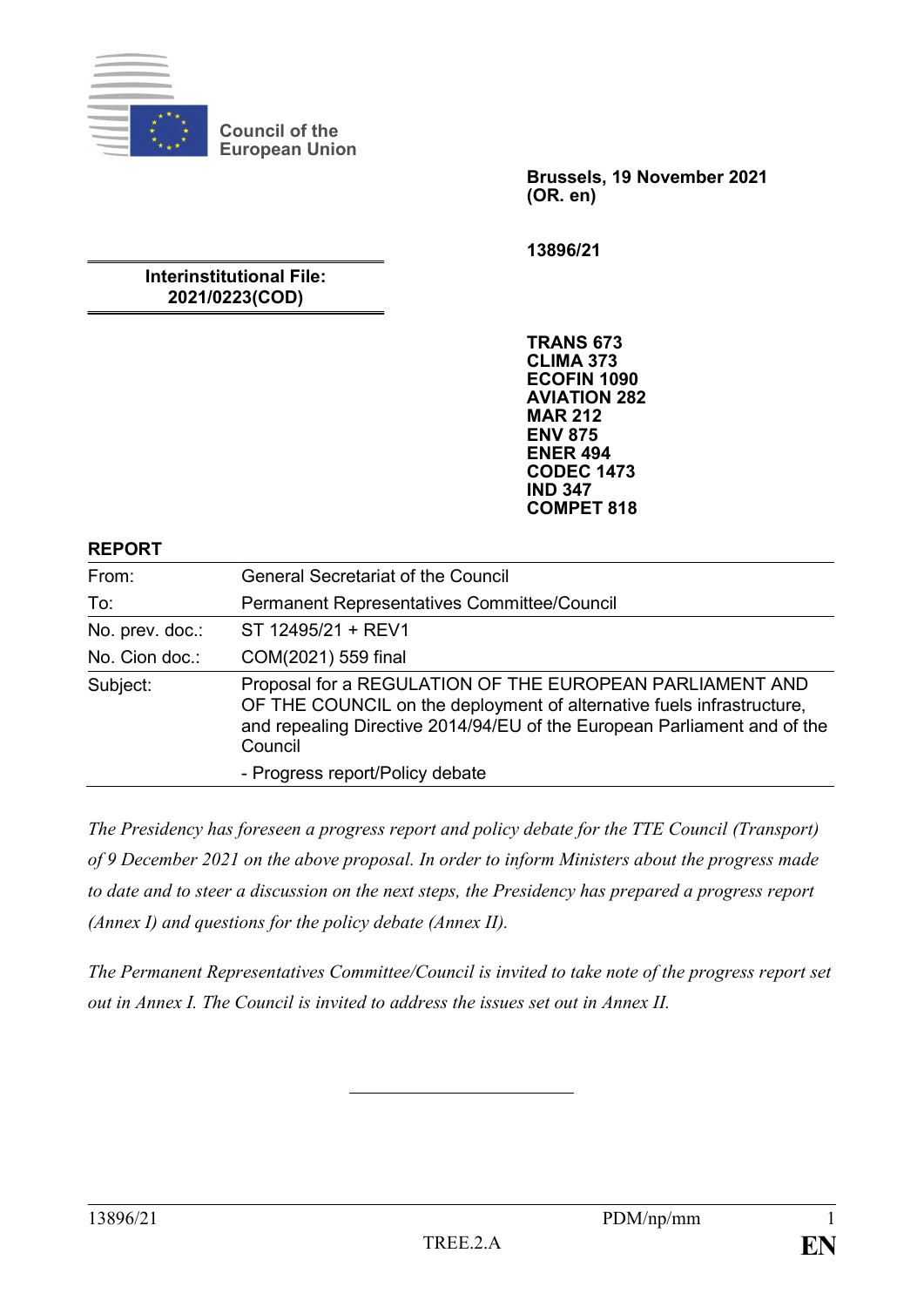Council of the European Union

**Brussels, 19 November 2021**
**(OR. en)**

**13896/21**

**Interinstitutional File:**
**2021/0223(COD)**

**TRANS 673**
**CLIMA 373**
**ECOFIN 1090**
**AVIATION 282**
**MAR 212**
**ENV 875**
**ENER 494**
**CODEC 1473**
**IND 347**
**COMPET 818**

**REPORT**

| | |
|---|---|
| From: | General Secretariat of the Council |
| To: | Permanent Representatives Committee/Council |
| No. prev. doc.: | ST 12495/21 + REV1 |
| No. Cion doc.: | COM(2021) 559 final |
| Subject: | Proposal for a REGULATION OF THE EUROPEAN PARLIAMENT AND OF THE COUNCIL on the deployment of alternative fuels infrastructure, and repealing Directive 2014/94/EU of the European Parliament and of the Council<br>- Progress report/Policy debate |

*The Presidency has foreseen a progress report and policy debate for the TTE Council (Transport) of 9 December 2021 on the above proposal. In order to inform Ministers about the progress made to date and to steer a discussion on the next steps, the Presidency has prepared a progress report (Annex I) and questions for the policy debate (Annex II).*

*The Permanent Representatives Committee/Council is invited to take note of the progress report set out in Annex I. The Council is invited to address the issues set out in Annex II.*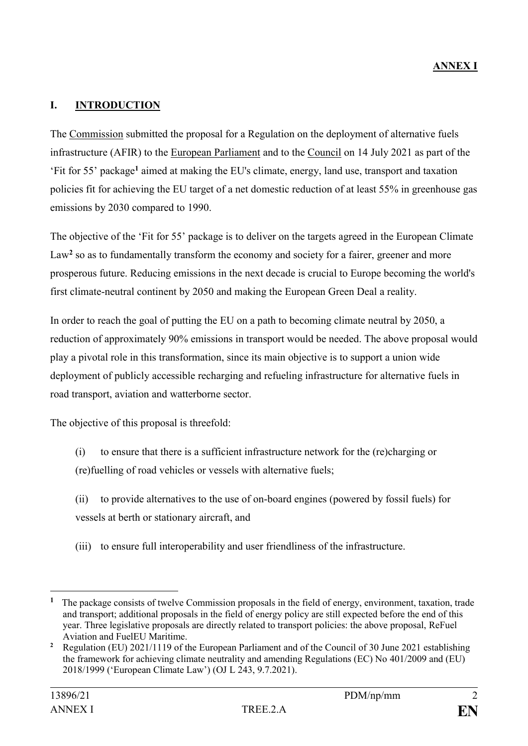**ANNEX I**

# I. INTRODUCTION

The Commission submitted the proposal for a Regulation on the deployment of alternative fuels infrastructure (AFIR) to the European Parliament and to the Council on 14 July 2021 as part of the 'Fit for 55' package[1] aimed at making the EU's climate, energy, land use, transport and taxation policies fit for achieving the EU target of a net domestic reduction of at least 55% in greenhouse gas emissions by 2030 compared to 1990.

The objective of the 'Fit for 55' package is to deliver on the targets agreed in the European Climate Law[2] so as to fundamentally transform the economy and society for a fairer, greener and more prosperous future. Reducing emissions in the next decade is crucial to Europe becoming the world's first climate-neutral continent by 2050 and making the European Green Deal a reality.

In order to reach the goal of putting the EU on a path to becoming climate neutral by 2050, a reduction of approximately 90% emissions in transport would be needed. The above proposal would play a pivotal role in this transformation, since its main objective is to support a union wide deployment of publicly accessible recharging and refueling infrastructure for alternative fuels in road transport, aviation and watterborne sector.

The objective of this proposal is threefold:

(i) to ensure that there is a sufficient infrastructure network for the (re)charging or (re)fuelling of road vehicles or vessels with alternative fuels;

(ii) to provide alternatives to the use of on-board engines (powered by fossil fuels) for vessels at berth or stationary aircraft, and

(iii) to ensure full interoperability and user friendliness of the infrastructure.

---

[1] The package consists of twelve Commission proposals in the field of energy, environment, taxation, trade and transport; additional proposals in the field of energy policy are still expected before the end of this year. Three legislative proposals are directly related to transport policies: the above proposal, ReFuel Aviation and FuelEU Maritime.

[2] Regulation (EU) 2021/1119 of the European Parliament and of the Council of 30 June 2021 establishing the framework for achieving climate neutrality and amending Regulations (EC) No 401/2009 and (EU) 2018/1999 ('European Climate Law') (OJ L 243, 9.7.2021).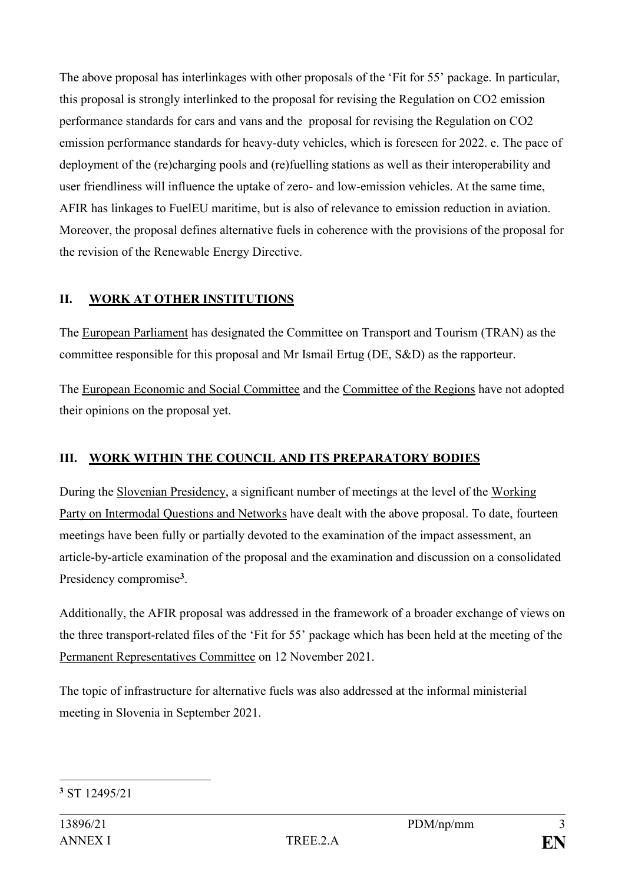The above proposal has interlinkages with other proposals of the 'Fit for 55' package. In particular, this proposal is strongly interlinked to the proposal for revising the Regulation on CO2 emission performance standards for cars and vans and the proposal for revising the Regulation on CO2 emission performance standards for heavy-duty vehicles, which is foreseen for 2022. e. The pace of deployment of the (re)charging pools and (re)fuelling stations as well as their interoperability and user friendliness will influence the uptake of zero- and low-emission vehicles. At the same time, AFIR has linkages to FuelEU maritime, but is also of relevance to emission reduction in aviation. Moreover, the proposal defines alternative fuels in coherence with the provisions of the proposal for the revision of the Renewable Energy Directive.

## II. WORK AT OTHER INSTITUTIONS

The European Parliament has designated the Committee on Transport and Tourism (TRAN) as the committee responsible for this proposal and Mr Ismail Ertug (DE, S&D) as the rapporteur.

The European Economic and Social Committee and the Committee of the Regions have not adopted their opinions on the proposal yet.

## III. WORK WITHIN THE COUNCIL AND ITS PREPARATORY BODIES

During the Slovenian Presidency, a significant number of meetings at the level of the Working Party on Intermodal Questions and Networks have dealt with the above proposal. To date, fourteen meetings have been fully or partially devoted to the examination of the impact assessment, an article-by-article examination of the proposal and the examination and discussion on a consolidated Presidency compromise[3].

Additionally, the AFIR proposal was addressed in the framework of a broader exchange of views on the three transport-related files of the 'Fit for 55' package which has been held at the meeting of the Permanent Representatives Committee on 12 November 2021.

The topic of infrastructure for alternative fuels was also addressed at the informal ministerial meeting in Slovenia in September 2021.

---

[3] ST 12495/21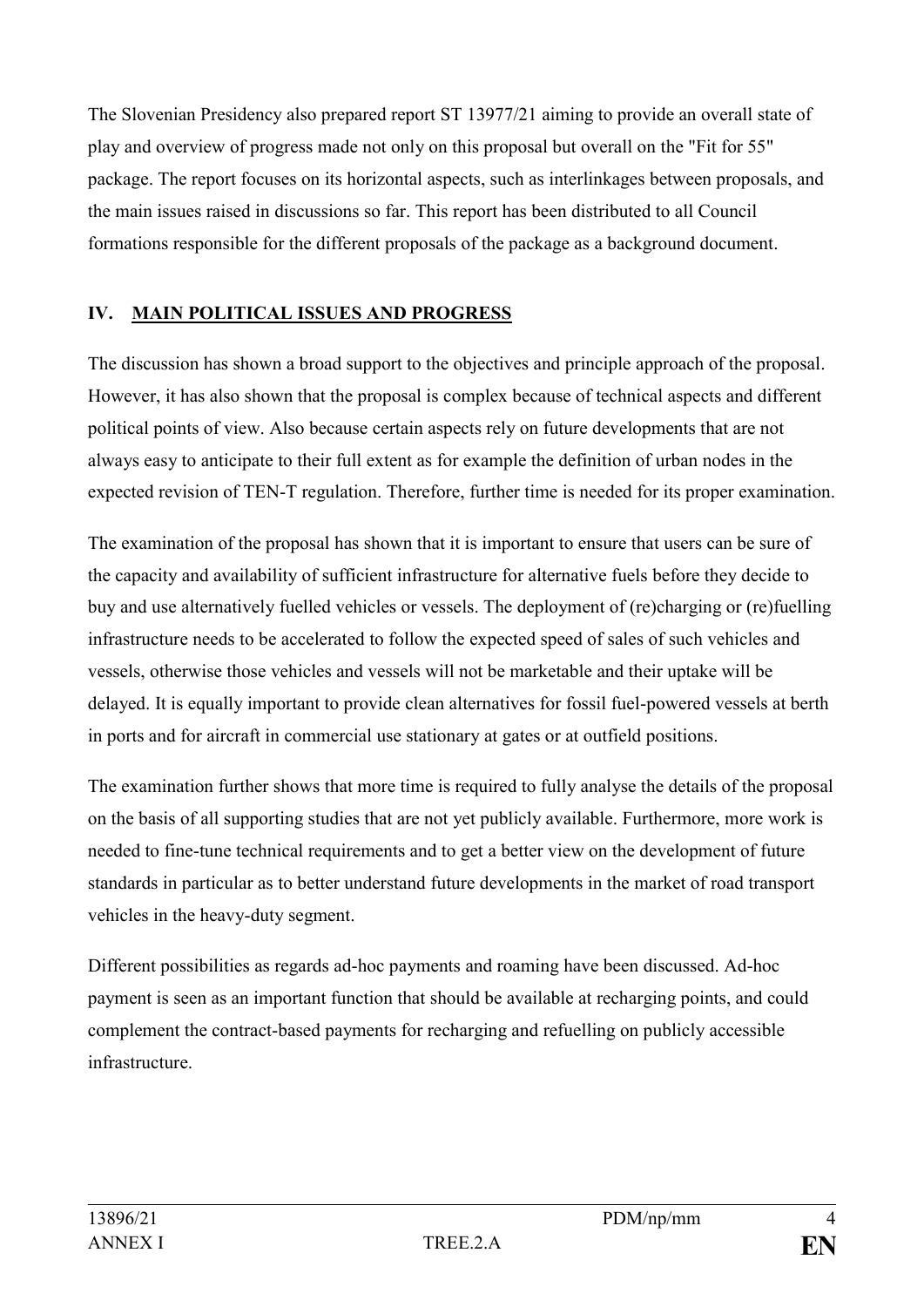The Slovenian Presidency also prepared report ST 13977/21 aiming to provide an overall state of play and overview of progress made not only on this proposal but overall on the "Fit for 55" package. The report focuses on its horizontal aspects, such as interlinkages between proposals, and the main issues raised in discussions so far. This report has been distributed to all Council formations responsible for the different proposals of the package as a background document.

## IV. MAIN POLITICAL ISSUES AND PROGRESS

The discussion has shown a broad support to the objectives and principle approach of the proposal. However, it has also shown that the proposal is complex because of technical aspects and different political points of view. Also because certain aspects rely on future developments that are not always easy to anticipate to their full extent as for example the definition of urban nodes in the expected revision of TEN-T regulation. Therefore, further time is needed for its proper examination.

The examination of the proposal has shown that it is important to ensure that users can be sure of the capacity and availability of sufficient infrastructure for alternative fuels before they decide to buy and use alternatively fuelled vehicles or vessels. The deployment of (re)charging or (re)fuelling infrastructure needs to be accelerated to follow the expected speed of sales of such vehicles and vessels, otherwise those vehicles and vessels will not be marketable and their uptake will be delayed. It is equally important to provide clean alternatives for fossil fuel-powered vessels at berth in ports and for aircraft in commercial use stationary at gates or at outfield positions.

The examination further shows that more time is required to fully analyse the details of the proposal on the basis of all supporting studies that are not yet publicly available. Furthermore, more work is needed to fine-tune technical requirements and to get a better view on the development of future standards in particular as to better understand future developments in the market of road transport vehicles in the heavy-duty segment.

Different possibilities as regards ad-hoc payments and roaming have been discussed. Ad-hoc payment is seen as an important function that should be available at recharging points, and could complement the contract-based payments for recharging and refuelling on publicly accessible infrastructure.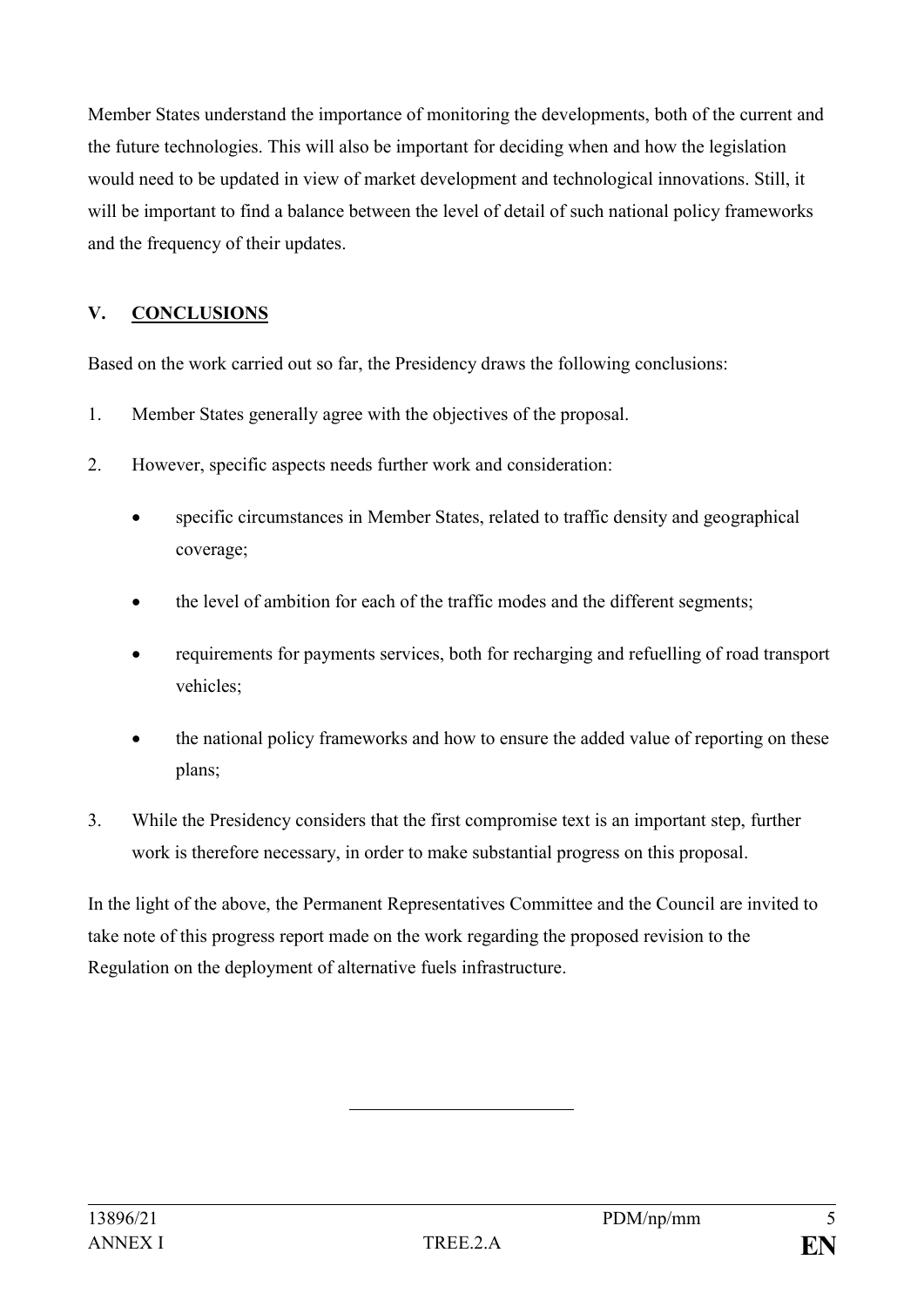Member States understand the importance of monitoring the developments, both of the current and the future technologies. This will also be important for deciding when and how the legislation would need to be updated in view of market development and technological innovations. Still, it will be important to find a balance between the level of detail of such national policy frameworks and the frequency of their updates.

## V. CONCLUSIONS

Based on the work carried out so far, the Presidency draws the following conclusions:

1. Member States generally agree with the objectives of the proposal.
2. However, specific aspects needs further work and consideration:
   - specific circumstances in Member States, related to traffic density and geographical coverage;
   - the level of ambition for each of the traffic modes and the different segments;
   - requirements for payments services, both for recharging and refuelling of road transport vehicles;
   - the national policy frameworks and how to ensure the added value of reporting on these plans;
3. While the Presidency considers that the first compromise text is an important step, further work is therefore necessary, in order to make substantial progress on this proposal.

In the light of the above, the Permanent Representatives Committee and the Council are invited to take note of this progress report made on the work regarding the proposed revision to the Regulation on the deployment of alternative fuels infrastructure.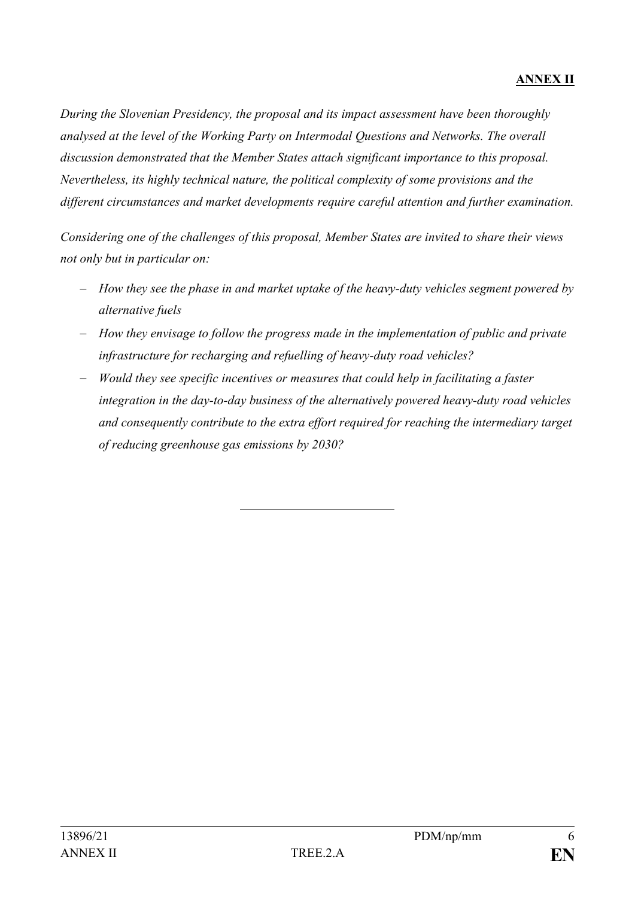**ANNEX II**

*During the Slovenian Presidency, the proposal and its impact assessment have been thoroughly analysed at the level of the Working Party on Intermodal Questions and Networks. The overall discussion demonstrated that the Member States attach significant importance to this proposal. Nevertheless, its highly technical nature, the political complexity of some provisions and the different circumstances and market developments require careful attention and further examination.*

*Considering one of the challenges of this proposal, Member States are invited to share their views not only but in particular on:*

- *How they see the phase in and market uptake of the heavy-duty vehicles segment powered by alternative fuels*
- *How they envisage to follow the progress made in the implementation of public and private infrastructure for recharging and refuelling of heavy-duty road vehicles?*
- *Would they see specific incentives or measures that could help in facilitating a faster integration in the day-to-day business of the alternatively powered heavy-duty road vehicles and consequently contribute to the extra effort required for reaching the intermediary target of reducing greenhouse gas emissions by 2030?*